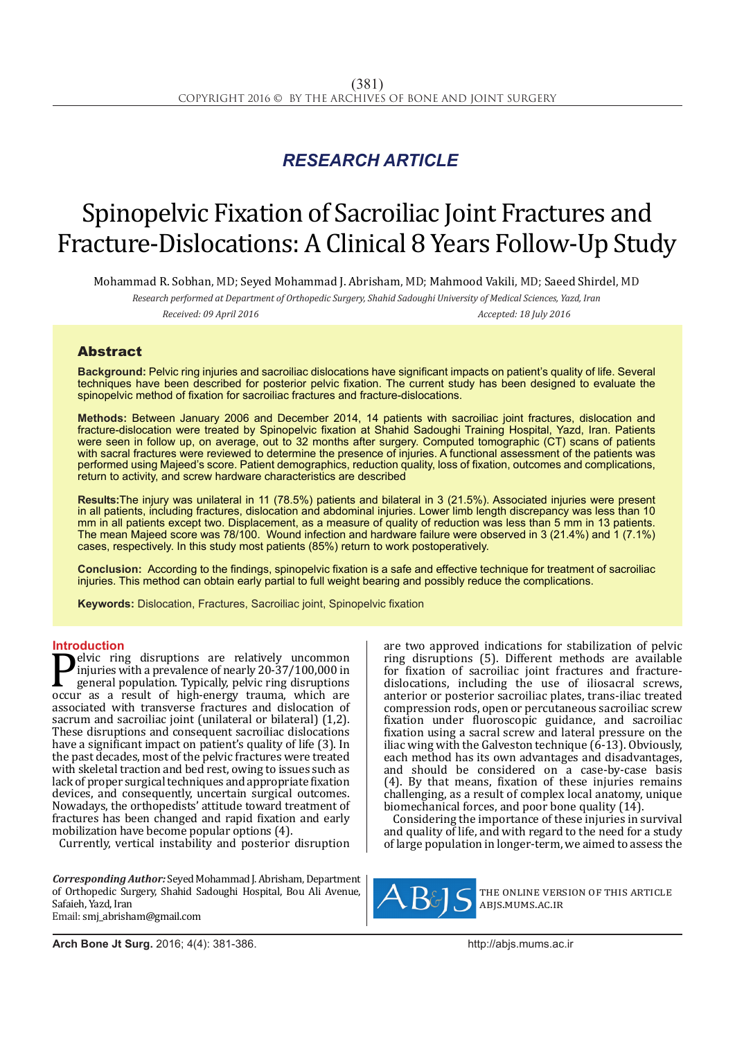*RESEARCH ARTICLE*

# Spinopelvic Fixation of Sacroiliac Joint Fractures and Fracture-Dislocations: A Clinical 8 Years Follow-Up Study

Mohammad R. Sobhan, MD; Seyed Mohammad J. Abrisham, MD; Mahmood Vakili, MD; Saeed Shirdel, MD

*Research performed at Department of Orthopedic Surgery, Shahid Sadoughi University of Medical Sciences, Yazd, Iran*

*Received: 09 April 2016* *Accepted: 18 July 2016*

## Abstract

**Background:** Pelvic ring injuries and sacroiliac dislocations have significant impacts on patient's quality of life. Several techniques have been described for posterior pelvic fixation. The current study has been designed to evaluate the spinopelvic method of fixation for sacroiliac fractures and fracture-dislocations.

**Methods:** Between January 2006 and December 2014, 14 patients with sacroiliac joint fractures, dislocation and fracture-dislocation were treated by Spinopelvic fixation at Shahid Sadoughi Training Hospital, Yazd, Iran. Patients were seen in follow up, on average, out to 32 months after surgery. Computed tomographic (CT) scans of patients with sacral fractures were reviewed to determine the presence of injuries. A functional assessment of the patients was performed using Majeed's score. Patient demographics, reduction quality, loss of fixation, outcomes and complications, return to activity, and screw hardware characteristics are described

**Results:**The injury was unilateral in 11 (78.5%) patients and bilateral in 3 (21.5%). Associated injuries were present in all patients, including fractures, dislocation and abdominal injuries. Lower limb length discrepancy was less than 10 mm in all patients except two. Displacement, as a measure of quality of reduction was less than 5 mm in 13 patients. The mean Majeed score was 78/100. Wound infection and hardware failure were observed in 3 (21.4%) and 1 (7.1%) cases, respectively. In this study most patients (85%) return to work postoperatively.

**Conclusion:** According to the findings, spinopelvic fixation is a safe and effective technique for treatment of sacroiliac injuries. This method can obtain early partial to full weight bearing and possibly reduce the complications.

**Keywords:** Dislocation, Fractures, Sacroiliac joint, Spinopelvic fixation

## Introduction

Pelvic ring disruptions are relatively uncommon injuries with a prevalence of nearly 20-37/100,000 in general population. Typically, pelvic ring disruptions occur as a result of high-energy trauma, which are associated with transverse fractures and dislocation of sacrum and sacroiliac joint (unilateral or bilateral) (1,2). These disruptions and consequent sacroiliac dislocations have a significant impact on patient's quality of life (3). In the past decades, most of the pelvic fractures were treated with skeletal traction and bed rest, owing to issues such as lack of proper surgical techniques and appropriate fixation devices, and consequently, uncertain surgical outcomes. Nowadays, the orthopedists' attitude toward treatment of fractures has been changed and rapid fixation and early mobilization have become popular options (4).

Currently, vertical instability and posterior disruption are two approved indications for stabilization of pelvic ring disruptions (5). Different methods are available for fixation of sacroiliac joint fractures and fracture-dislocations, including the use of iliosacral screws, anterior or posterior sacroiliac plates, trans-iliac treated compression rods, open or percutaneous sacroiliac screw fixation under fluoroscopic guidance, and sacroiliac fixation using a sacral screw and lateral pressure on the iliac wing with the Galveston technique (6-13). Obviously, each method has its own advantages and disadvantages, and should be considered on a case-by-case basis (4). By that means, fixation of these injuries remains challenging, as a result of complex local anatomy, unique biomechanical forces, and poor bone quality (14).

Considering the importance of these injuries in survival and quality of life, and with regard to the need for a study of large population in longer-term, we aimed to assess the

*Corresponding Author:* Seyed Mohammad J. Abrisham, Department of Orthopedic Surgery, Shahid Sadoughi Hospital, Bou Ali Avenue, Safaieh, Yazd, Iran
Email: smj_abrisham@gmail.com

THE ONLINE VERSION OF THIS ARTICLE ABJS.MUMS.AC.IR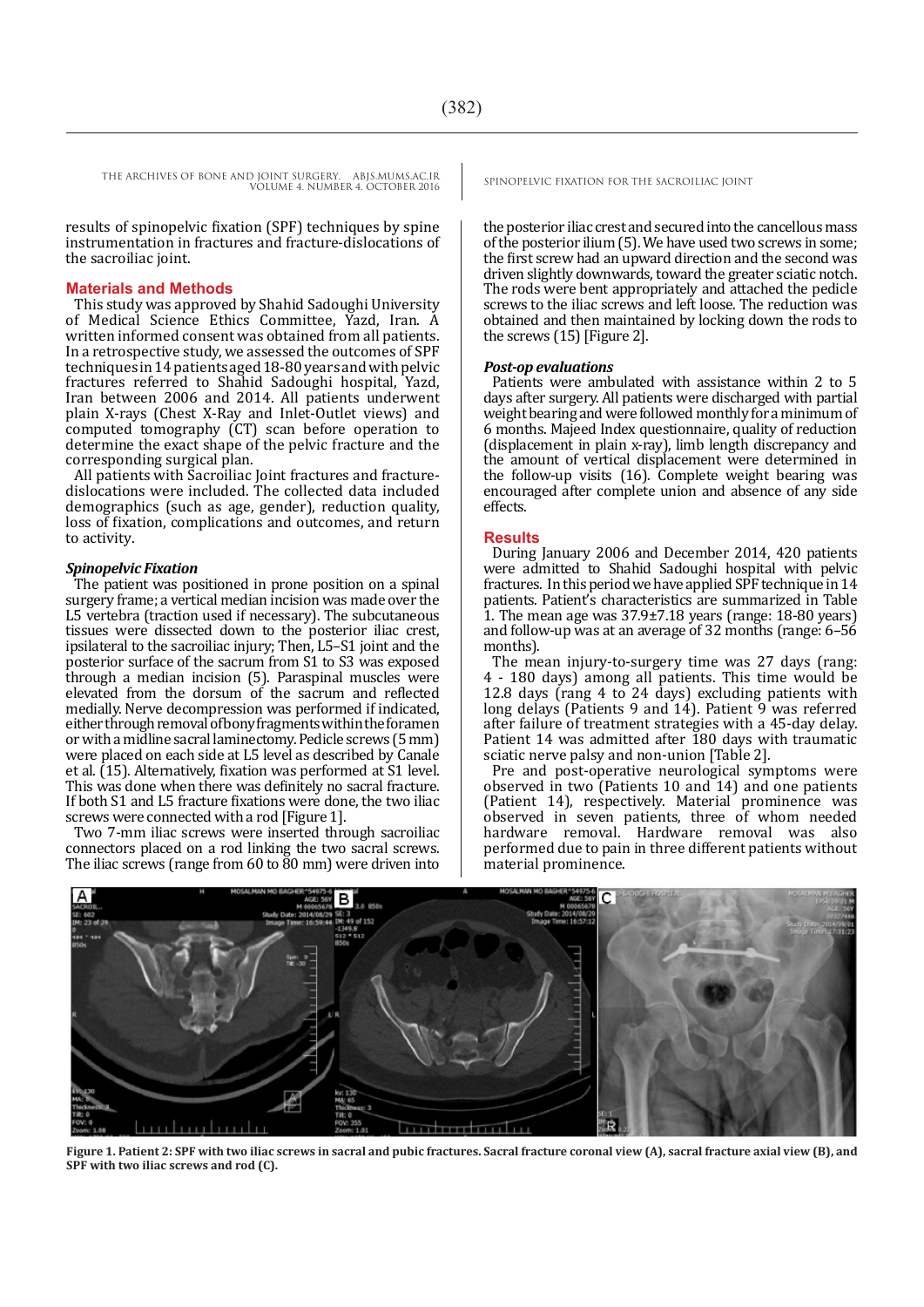results of spinopelvic fixation (SPF) techniques by spine instrumentation in fractures and fracture-dislocations of the sacroiliac joint.

## Materials and Methods

This study was approved by Shahid Sadoughi University of Medical Science Ethics Committee, Yazd, Iran. A written informed consent was obtained from all patients. In a retrospective study, we assessed the outcomes of SPF techniques in 14 patients aged 18-80 years and with pelvic fractures referred to Shahid Sadoughi hospital, Yazd, Iran between 2006 and 2014. All patients underwent plain X-rays (Chest X-Ray and Inlet-Outlet views) and computed tomography (CT) scan before operation to determine the exact shape of the pelvic fracture and the corresponding surgical plan.

All patients with Sacroiliac Joint fractures and fracture-dislocations were included. The collected data included demographics (such as age, gender), reduction quality, loss of fixation, complications and outcomes, and return to activity.

### *Spinopelvic Fixation*

The patient was positioned in prone position on a spinal surgery frame; a vertical median incision was made over the L5 vertebra (traction used if necessary). The subcutaneous tissues were dissected down to the posterior iliac crest, ipsilateral to the sacroiliac injury; Then, L5–S1 joint and the posterior surface of the sacrum from S1 to S3 was exposed through a median incision (5). Paraspinal muscles were elevated from the dorsum of the sacrum and reflected medially. Nerve decompression was performed if indicated, either through removal of bony fragments within the foramen or with a midline sacral laminectomy. Pedicle screws (5 mm) were placed on each side at L5 level as described by Canale et al. (15). Alternatively, fixation was performed at S1 level. This was done when there was definitely no sacral fracture. If both S1 and L5 fracture fixations were done, the two iliac screws were connected with a rod [Figure 1].

Two 7-mm iliac screws were inserted through sacroiliac connectors placed on a rod linking the two sacral screws. The iliac screws (range from 60 to 80 mm) were driven into the posterior iliac crest and secured into the cancellous mass of the posterior ilium (5). We have used two screws in some; the first screw had an upward direction and the second was driven slightly downwards, toward the greater sciatic notch. The rods were bent appropriately and attached the pedicle screws to the iliac screws and left loose. The reduction was obtained and then maintained by locking down the rods to the screws (15) [Figure 2].

### *Post-op evaluations*

Patients were ambulated with assistance within 2 to 5 days after surgery. All patients were discharged with partial weight bearing and were followed monthly for a minimum of 6 months. Majeed Index questionnaire, quality of reduction (displacement in plain x-ray), limb length discrepancy and the amount of vertical displacement were determined in the follow-up visits (16). Complete weight bearing was encouraged after complete union and absence of any side effects.

## Results

During January 2006 and December 2014, 420 patients were admitted to Shahid Sadoughi hospital with pelvic fractures. In this period we have applied SPF technique in 14 patients. Patient's characteristics are summarized in Table 1. The mean age was 37.9±7.18 years (range: 18-80 years) and follow-up was at an average of 32 months (range: 6–56 months).

The mean injury-to-surgery time was 27 days (rang: 4 - 180 days) among all patients. This time would be 12.8 days (rang 4 to 24 days) excluding patients with long delays (Patients 9 and 14). Patient 9 was referred after failure of treatment strategies with a 45-day delay. Patient 14 was admitted after 180 days with traumatic sciatic nerve palsy and non-union [Table 2].

Pre and post-operative neurological symptoms were observed in two (Patients 10 and 14) and one patients (Patient 14), respectively. Material prominence was observed in seven patients, three of whom needed hardware removal. Hardware removal was also performed due to pain in three different patients without material prominence.

Figure 1. Patient 2: SPF with two iliac screws in sacral and pubic fractures. Sacral fracture coronal view (A), sacral fracture axial view (B), and SPF with two iliac screws and rod (C).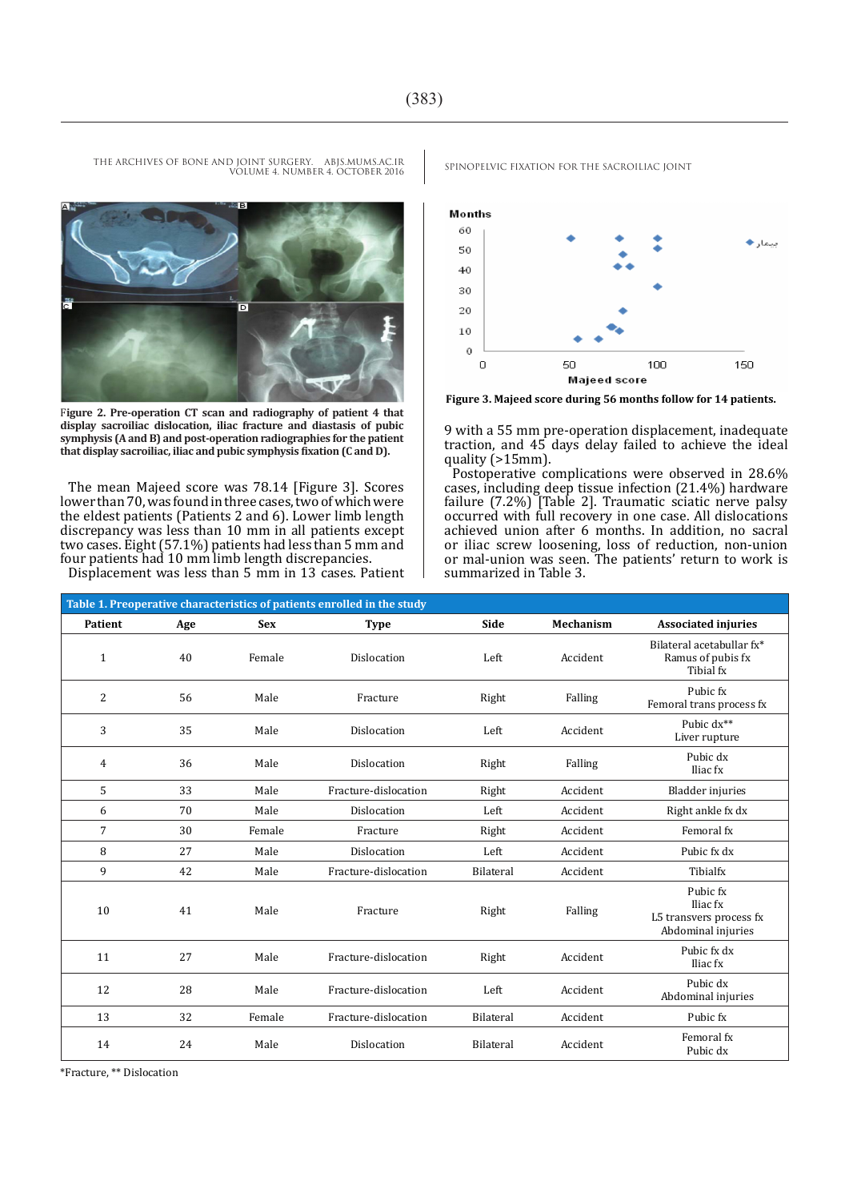Figure 2. Pre-operation CT scan and radiography of patient 4 that display sacroiliac dislocation, iliac fracture and diastasis of pubic symphysis (A and B) and post-operation radiographies for the patient that display sacroiliac, iliac and pubic symphysis fixation (C and D).

The mean Majeed score was 78.14 [Figure 3]. Scores lower than 70, was found in three cases, two of which were the eldest patients (Patients 2 and 6). Lower limb length discrepancy was less than 10 mm in all patients except two cases. Eight (57.1%) patients had less than 5 mm and four patients had 10 mm limb length discrepancies.

Displacement was less than 5 mm in 13 cases. Patient 9 with a 55 mm pre-operation displacement, inadequate traction, and 45 days delay failed to achieve the ideal quality (>15mm).

Postoperative complications were observed in 28.6% cases, including deep tissue infection (21.4%) hardware failure (7.2%) [Table 2]. Traumatic sciatic nerve palsy occurred with full recovery in one case. All dislocations achieved union after 6 months. In addition, no sacral or iliac screw loosening, loss of reduction, non-union or mal-union was seen. The patients' return to work is summarized in Table 3.

Figure 3. Majeed score during 56 months follow for 14 patients.

**Table 1. Preoperative characteristics of patients enrolled in the study**

| Patient | Age | Sex | Type | Side | Mechanism | Associated injuries |
|---|---|---|---|---|---|---|
| 1 | 40 | Female | Dislocation | Left | Accident | Bilateral acetabullar fx* Ramus of pubis fx Tibial fx |
| 2 | 56 | Male | Fracture | Right | Falling | Pubic fx Femoral trans process fx |
| 3 | 35 | Male | Dislocation | Left | Accident | Pubic dx** Liver rupture |
| 4 | 36 | Male | Dislocation | Right | Falling | Pubic dx Iliac fx |
| 5 | 33 | Male | Fracture-dislocation | Right | Accident | Bladder injuries |
| 6 | 70 | Male | Dislocation | Left | Accident | Right ankle fx dx |
| 7 | 30 | Female | Fracture | Right | Accident | Femoral fx |
| 8 | 27 | Male | Dislocation | Left | Accident | Pubic fx dx |
| 9 | 42 | Male | Fracture-dislocation | Bilateral | Accident | Tibialfx |
| 10 | 41 | Male | Fracture | Right | Falling | Pubic fx Iliac fx L5 transvers process fx Abdominal injuries |
| 11 | 27 | Male | Fracture-dislocation | Right | Accident | Pubic fx dx Iliac fx |
| 12 | 28 | Male | Fracture-dislocation | Left | Accident | Pubic dx Abdominal injuries |
| 13 | 32 | Female | Fracture-dislocation | Bilateral | Accident | Pubic fx |
| 14 | 24 | Male | Dislocation | Bilateral | Accident | Femoral fx Pubic dx |

*Fracture, ** Dislocation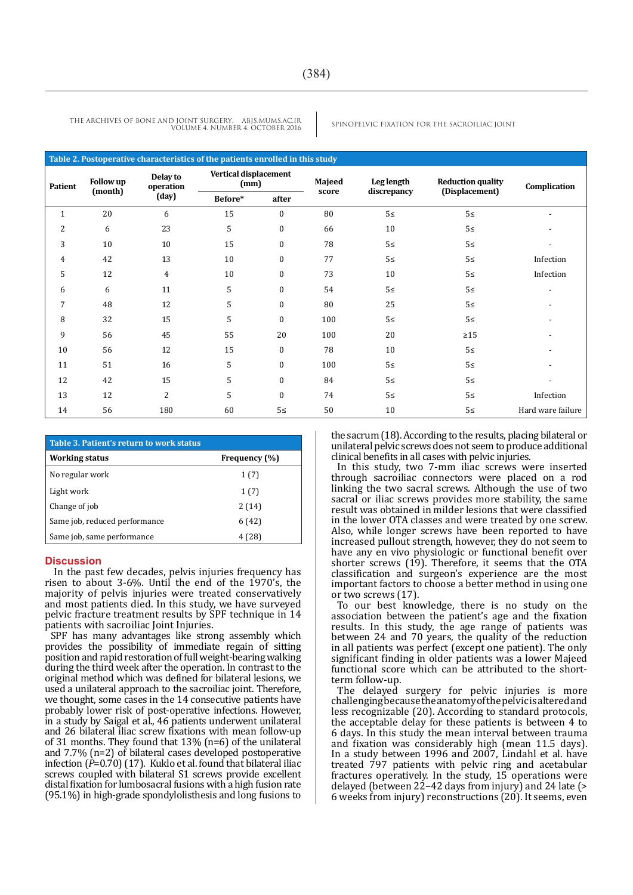**Table 2. Postoperative characteristics of the patients enrolled in this study**

| Patient | Follow up (month) | Delay to operation (day) | Vertical displacement (mm) | | Majeed score | Leg length discrepancy | Reduction quality (Displacement) | Complication |
|---|---|---|---|---|---|---|---|---|
| | | | Before* | after | | | | |
| 1 | 20 | 6 | 15 | 0 | 80 | 5≤ | 5≤ | - |
| 2 | 6 | 23 | 5 | 0 | 66 | 10 | 5≤ | - |
| 3 | 10 | 10 | 15 | 0 | 78 | 5≤ | 5≤ | - |
| 4 | 42 | 13 | 10 | 0 | 77 | 5≤ | 5≤ | Infection |
| 5 | 12 | 4 | 10 | 0 | 73 | 10 | 5≤ | Infection |
| 6 | 6 | 11 | 5 | 0 | 54 | 5≤ | 5≤ | - |
| 7 | 48 | 12 | 5 | 0 | 80 | 25 | 5≤ | - |
| 8 | 32 | 15 | 5 | 0 | 100 | 5≤ | 5≤ | - |
| 9 | 56 | 45 | 55 | 20 | 100 | 20 | ≥15 | - |
| 10 | 56 | 12 | 15 | 0 | 78 | 10 | 5≤ | - |
| 11 | 51 | 16 | 5 | 0 | 100 | 5≤ | 5≤ | - |
| 12 | 42 | 15 | 5 | 0 | 84 | 5≤ | 5≤ | - |
| 13 | 12 | 2 | 5 | 0 | 74 | 5≤ | 5≤ | Infection |
| 14 | 56 | 180 | 60 | 5≤ | 50 | 10 | 5≤ | Hard ware failure |

**Table 3. Patient's return to work status**

| Working status | Frequency (%) |
|---|---|
| No regular work | 1 (7) |
| Light work | 1 (7) |
| Change of job | 2 (14) |
| Same job, reduced performance | 6 (42) |
| Same job, same performance | 4 (28) |

## Discussion

In the past few decades, pelvis injuries frequency has risen to about 3-6%. Until the end of the 1970's, the majority of pelvis injuries were treated conservatively and most patients died. In this study, we have surveyed pelvic fracture treatment results by SPF technique in 14 patients with sacroiliac Joint Injuries.

SPF has many advantages like strong assembly which provides the possibility of immediate regain of sitting position and rapid restoration of full weight-bearing walking during the third week after the operation. In contrast to the original method which was defined for bilateral lesions, we used a unilateral approach to the sacroiliac joint. Therefore, we thought, some cases in the 14 consecutive patients have probably lower risk of post-operative infections. However, in a study by Saigal et al., 46 patients underwent unilateral and 26 bilateral iliac screw fixations with mean follow-up of 31 months. They found that 13% (n=6) of the unilateral and 7.7% (n=2) of bilateral cases developed postoperative infection ($P$=0.70) (17). Kuklo et al. found that bilateral iliac screws coupled with bilateral S1 screws provide excellent distal fixation for lumbosacral fusions with a high fusion rate (95.1%) in high-grade spondylolisthesis and long fusions to the sacrum (18). According to the results, placing bilateral or unilateral pelvic screws does not seem to produce additional clinical benefits in all cases with pelvic injuries.

In this study, two 7-mm iliac screws were inserted through sacroiliac connectors were placed on a rod linking the two sacral screws. Although the use of two sacral or iliac screws provides more stability, the same result was obtained in milder lesions that were classified in the lower OTA classes and were treated by one screw. Also, while longer screws have been reported to have increased pullout strength, however, they do not seem to have any en vivo physiologic or functional benefit over shorter screws (19). Therefore, it seems that the OTA classification and surgeon's experience are the most important factors to choose a better method in using one or two screws (17).

To our best knowledge, there is no study on the association between the patient's age and the fixation results. In this study, the age range of patients was between 24 and 70 years, the quality of the reduction in all patients was perfect (except one patient). The only significant finding in older patients was a lower Majeed functional score which can be attributed to the short-term follow-up.

The delayed surgery for pelvic injuries is more challenging because the anatomy of the pelvic is altered and less recognizable (20). According to standard protocols, the acceptable delay for these patients is between 4 to 6 days. In this study the mean interval between trauma and fixation was considerably high (mean 11.5 days). In a study between 1996 and 2007, Lindahl et al. have treated 797 patients with pelvic ring and acetabular fractures operatively. In the study, 15 operations were delayed (between 22–42 days from injury) and 24 late (> 6 weeks from injury) reconstructions (20). It seems, even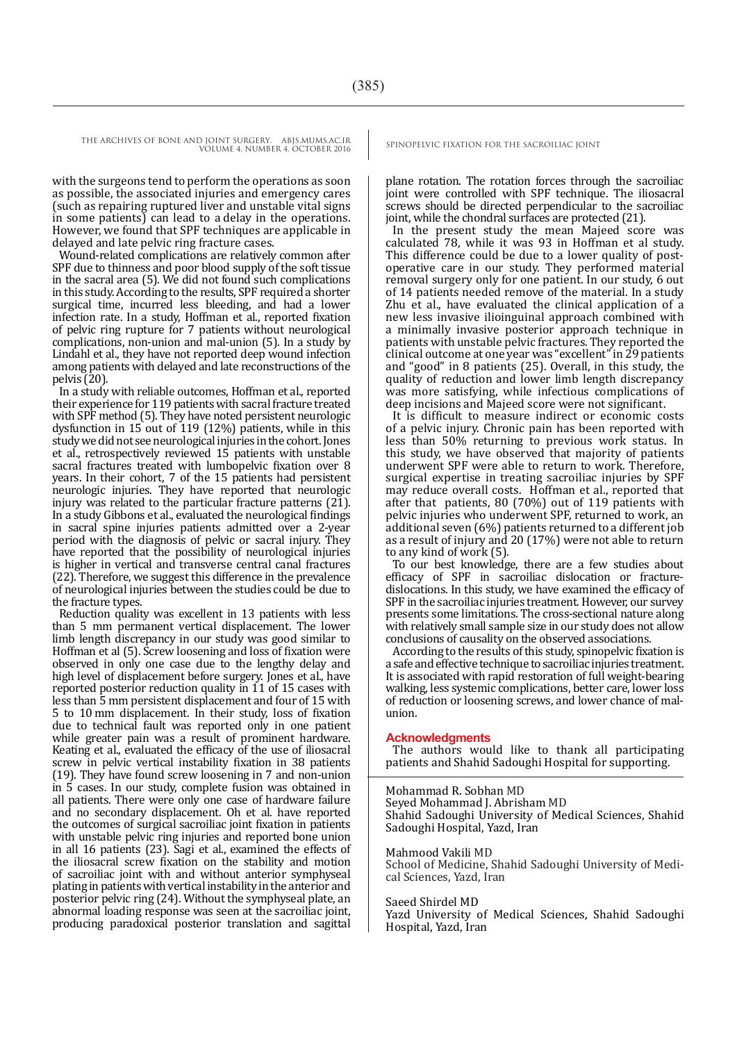with the surgeons tend to perform the operations as soon as possible, the associated injuries and emergency cares (such as repairing ruptured liver and unstable vital signs in some patients) can lead to a delay in the operations. However, we found that SPF techniques are applicable in delayed and late pelvic ring fracture cases.

Wound-related complications are relatively common after SPF due to thinness and poor blood supply of the soft tissue in the sacral area (5). We did not found such complications in this study. According to the results, SPF required a shorter surgical time, incurred less bleeding, and had a lower infection rate. In a study, Hoffman et al., reported fixation of pelvic ring rupture for 7 patients without neurological complications, non-union and mal-union (5). In a study by Lindahl et al., they have not reported deep wound infection among patients with delayed and late reconstructions of the pelvis (20).

In a study with reliable outcomes, Hoffman et al., reported their experience for 119 patients with sacral fracture treated with SPF method (5). They have noted persistent neurologic dysfunction in 15 out of 119 (12%) patients, while in this study we did not see neurological injuries in the cohort. Jones et al., retrospectively reviewed 15 patients with unstable sacral fractures treated with lumbopelvic fixation over 8 years. In their cohort, 7 of the 15 patients had persistent neurologic injuries. They have reported that neurologic injury was related to the particular fracture patterns (21). In a study Gibbons et al., evaluated the neurological findings in sacral spine injuries patients admitted over a 2-year period with the diagnosis of pelvic or sacral injury. They have reported that the possibility of neurological injuries is higher in vertical and transverse central canal fractures (22). Therefore, we suggest this difference in the prevalence of neurological injuries between the studies could be due to the fracture types.

Reduction quality was excellent in 13 patients with less than 5 mm permanent vertical displacement. The lower limb length discrepancy in our study was good similar to Hoffman et al (5). Screw loosening and loss of fixation were observed in only one case due to the lengthy delay and high level of displacement before surgery. Jones et al., have reported posterior reduction quality in 11 of 15 cases with less than 5 mm persistent displacement and four of 15 with 5 to 10 mm displacement. In their study, loss of fixation due to technical fault was reported only in one patient while greater pain was a result of prominent hardware. Keating et al., evaluated the efficacy of the use of iliosacral screw in pelvic vertical instability fixation in 38 patients (19). They have found screw loosening in 7 and non-union in 5 cases. In our study, complete fusion was obtained in all patients. There were only one case of hardware failure and no secondary displacement. Oh et al. have reported the outcomes of surgical sacroiliac joint fixation in patients with unstable pelvic ring injuries and reported bone union in all 16 patients (23). Sagi et al., examined the effects of the iliosacral screw fixation on the stability and motion of sacroiliac joint with and without anterior symphyseal plating in patients with vertical instability in the anterior and posterior pelvic ring (24). Without the symphyseal plate, an abnormal loading response was seen at the sacroiliac joint, producing paradoxical posterior translation and sagittal plane rotation. The rotation forces through the sacroiliac joint were controlled with SPF technique. The iliosacral screws should be directed perpendicular to the sacroiliac joint, while the chondral surfaces are protected (21).

In the present study the mean Majeed score was calculated 78, while it was 93 in Hoffman et al study. This difference could be due to a lower quality of post-operative care in our study. They performed material removal surgery only for one patient. In our study, 6 out of 14 patients needed remove of the material. In a study Zhu et al., have evaluated the clinical application of a new less invasive ilioinguinal approach combined with a minimally invasive posterior approach technique in patients with unstable pelvic fractures. They reported the clinical outcome at one year was "excellent" in 29 patients and "good" in 8 patients (25). Overall, in this study, the quality of reduction and lower limb length discrepancy was more satisfying, while infectious complications of deep incisions and Majeed score were not significant.

It is difficult to measure indirect or economic costs of a pelvic injury. Chronic pain has been reported with less than 50% returning to previous work status. In this study, we have observed that majority of patients underwent SPF were able to return to work. Therefore, surgical expertise in treating sacroiliac injuries by SPF may reduce overall costs. Hoffman et al., reported that after that patients, 80 (70%) out of 119 patients with pelvic injuries who underwent SPF, returned to work, an additional seven (6%) patients returned to a different job as a result of injury and 20 (17%) were not able to return to any kind of work (5).

To our best knowledge, there are a few studies about efficacy of SPF in sacroiliac dislocation or fracture-dislocations. In this study, we have examined the efficacy of SPF in the sacroiliac injuries treatment. However, our survey presents some limitations. The cross-sectional nature along with relatively small sample size in our study does not allow conclusions of causality on the observed associations.

According to the results of this study, spinopelvic fixation is a safe and effective technique to sacroiliac injuries treatment. It is associated with rapid restoration of full weight-bearing walking, less systemic complications, better care, lower loss of reduction or loosening screws, and lower chance of mal-union.

## Acknowledgments

The authors would like to thank all participating patients and Shahid Sadoughi Hospital for supporting.

Mohammad R. Sobhan MD
Seyed Mohammad J. Abrisham MD
Shahid Sadoughi University of Medical Sciences, Shahid Sadoughi Hospital, Yazd, Iran

Mahmood Vakili MD
School of Medicine, Shahid Sadoughi University of Medical Sciences, Yazd, Iran

Saeed Shirdel MD
Yazd University of Medical Sciences, Shahid Sadoughi Hospital, Yazd, Iran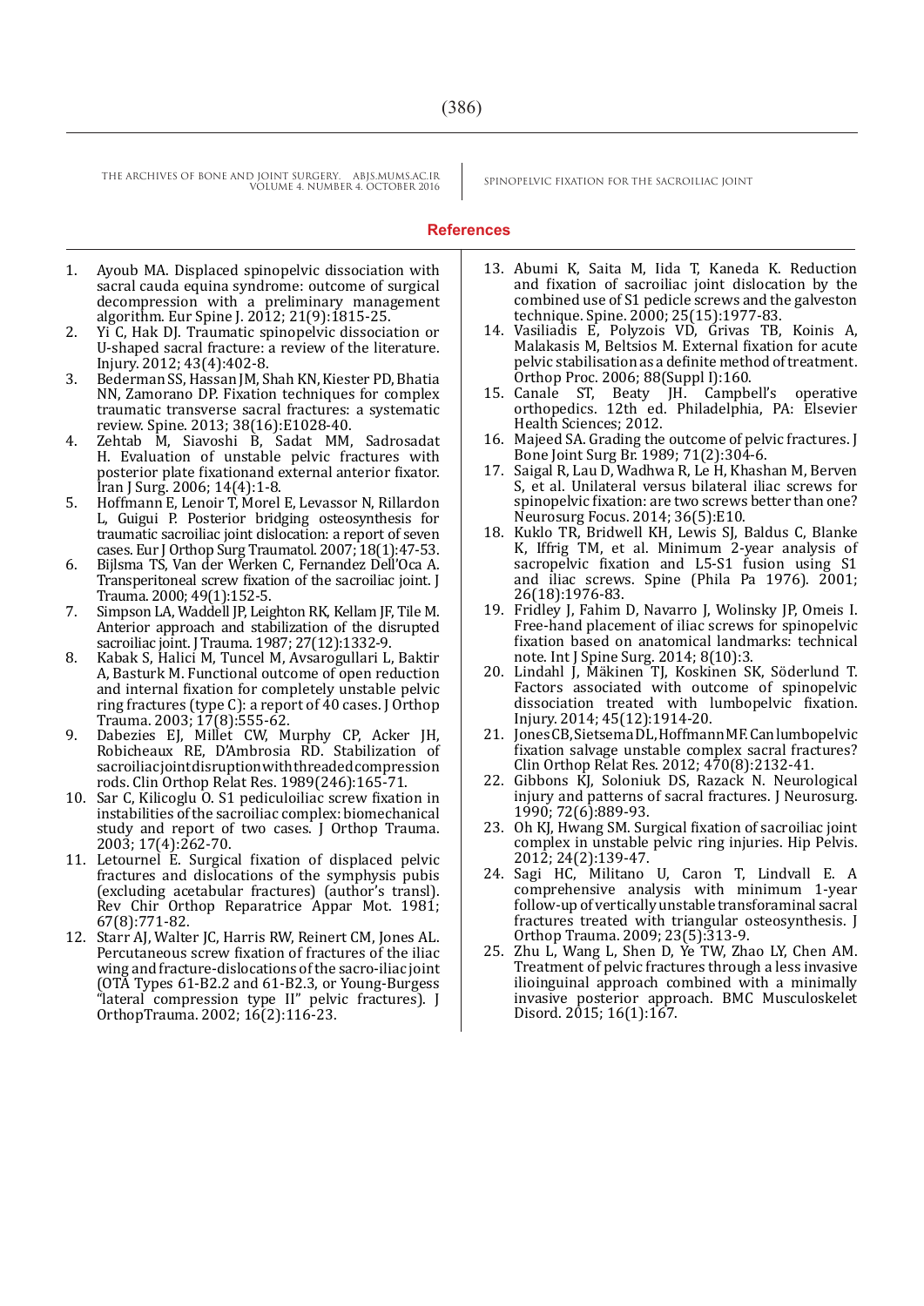## References

1. Ayoub MA. Displaced spinopelvic dissociation with sacral cauda equina syndrome: outcome of surgical decompression with a preliminary management algorithm. Eur Spine J. 2012; 21(9):1815-25.
2. Yi C, Hak DJ. Traumatic spinopelvic dissociation or U-shaped sacral fracture: a review of the literature. Injury. 2012; 43(4):402-8.
3. Bederman SS, Hassan JM, Shah KN, Kiester PD, Bhatia NN, Zamorano DP. Fixation techniques for complex traumatic transverse sacral fractures: a systematic review. Spine. 2013; 38(16):E1028-40.
4. Zehtab M, Siavoshi B, Sadat MM, Sadrosadat H. Evaluation of unstable pelvic fractures with posterior plate fixationand external anterior fixator. Iran J Surg. 2006; 14(4):1-8.
5. Hoffmann E, Lenoir T, Morel E, Levassor N, Rillardon L, Guigui P. Posterior bridging osteosynthesis for traumatic sacroiliac joint dislocation: a report of seven cases. Eur J Orthop Surg Traumatol. 2007; 18(1):47-53.
6. Bijlsma TS, Van der Werken C, Fernandez Dell'Oca A. Transperitoneal screw fixation of the sacroiliac joint. J Trauma. 2000; 49(1):152-5.
7. Simpson LA, Waddell JP, Leighton RK, Kellam JF, Tile M. Anterior approach and stabilization of the disrupted sacroiliac joint. J Trauma. 1987; 27(12):1332-9.
8. Kabak S, Halici M, Tuncel M, Avsarogullari L, Baktir A, Basturk M. Functional outcome of open reduction and internal fixation for completely unstable pelvic ring fractures (type C): a report of 40 cases. J Orthop Trauma. 2003; 17(8):555-62.
9. Dabezies EJ, Millet CW, Murphy CP, Acker JH, Robicheaux RE, D'Ambrosia RD. Stabilization of sacroiliac joint disruption with threaded compression rods. Clin Orthop Relat Res. 1989(246):165-71.
10. Sar C, Kilicoglu O. S1 pediculoiliac screw fixation in instabilities of the sacroiliac complex: biomechanical study and report of two cases. J Orthop Trauma. 2003; 17(4):262-70.
11. Letournel E. Surgical fixation of displaced pelvic fractures and dislocations of the symphysis pubis (excluding acetabular fractures) (author's transl). Rev Chir Orthop Reparatrice Appar Mot. 1981; 67(8):771-82.
12. Starr AJ, Walter JC, Harris RW, Reinert CM, Jones AL. Percutaneous screw fixation of fractures of the iliac wing and fracture-dislocations of the sacro-iliac joint (OTA Types 61-B2.2 and 61-B2.3, or Young-Burgess "lateral compression type II" pelvic fractures). J OrthopTrauma. 2002; 16(2):116-23.
13. Abumi K, Saita M, Iida T, Kaneda K. Reduction and fixation of sacroiliac joint dislocation by the combined use of S1 pedicle screws and the galveston technique. Spine. 2000; 25(15):1977-83.
14. Vasiliadis E, Polyzois VD, Grivas TB, Koinis A, Malakasis M, Beltsios M. External fixation for acute pelvic stabilisation as a definite method of treatment. Orthop Proc. 2006; 88(Suppl I):160.
15. Canale ST, Beaty JH. Campbell's operative orthopedics. 12th ed. Philadelphia, PA: Elsevier Health Sciences; 2012.
16. Majeed SA. Grading the outcome of pelvic fractures. J Bone Joint Surg Br. 1989; 71(2):304-6.
17. Saigal R, Lau D, Wadhwa R, Le H, Khashan M, Berven S, et al. Unilateral versus bilateral iliac screws for spinopelvic fixation: are two screws better than one? Neurosurg Focus. 2014; 36(5):E10.
18. Kuklo TR, Bridwell KH, Lewis SJ, Baldus C, Blanke K, Iffrig TM, et al. Minimum 2-year analysis of sacropelvic fixation and L5-S1 fusion using S1 and iliac screws. Spine (Phila Pa 1976). 2001; 26(18):1976-83.
19. Fridley J, Fahim D, Navarro J, Wolinsky JP, Omeis I. Free-hand placement of iliac screws for spinopelvic fixation based on anatomical landmarks: technical note. Int J Spine Surg. 2014; 8(10):3.
20. Lindahl J, Mäkinen TJ, Koskinen SK, Söderlund T. Factors associated with outcome of spinopelvic dissociation treated with lumbopelvic fixation. Injury. 2014; 45(12):1914-20.
21. Jones CB, Sietsema DL, Hoffmann MF. Can lumbopelvic fixation salvage unstable complex sacral fractures? Clin Orthop Relat Res. 2012; 470(8):2132-41.
22. Gibbons KJ, Soloniuk DS, Razack N. Neurological injury and patterns of sacral fractures. J Neurosurg. 1990; 72(6):889-93.
23. Oh KJ, Hwang SM. Surgical fixation of sacroiliac joint complex in unstable pelvic ring injuries. Hip Pelvis. 2012; 24(2):139-47.
24. Sagi HC, Militano U, Caron T, Lindvall E. A comprehensive analysis with minimum 1-year follow-up of vertically unstable transforaminal sacral fractures treated with triangular osteosynthesis. J Orthop Trauma. 2009; 23(5):313-9.
25. Zhu L, Wang L, Shen D, Ye TW, Zhao LY, Chen AM. Treatment of pelvic fractures through a less invasive ilioinguinal approach combined with a minimally invasive posterior approach. BMC Musculoskelet Disord. 2015; 16(1):167.